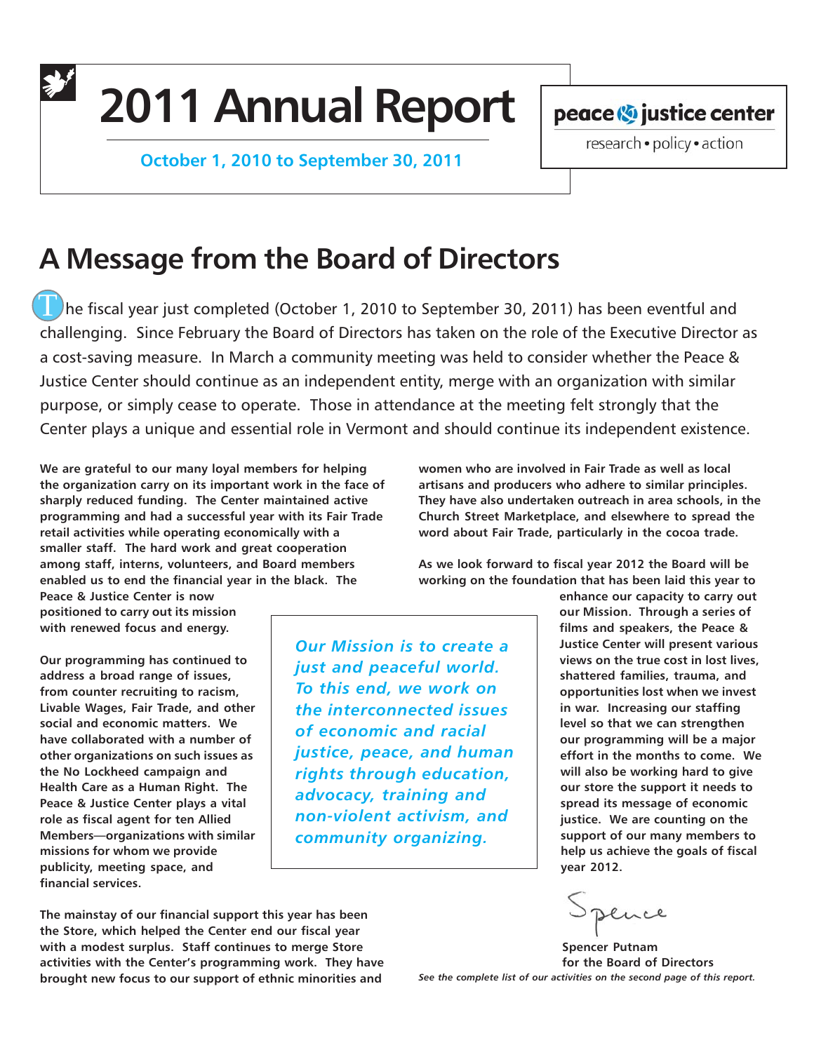# 2011 Annual Report

**October 1, 2010 to September 30, 2011**

peace & justice center

research • policy • action

## A Message from the Board of Directors

The fiscal year just completed (October 1, 2010 to September 30, 2011) has been eventful and challenging. Since February the Board of Directors has taken on the role of the Executive Director as a cost-saving measure. In March a community meeting was held to consider whether the Peace & Justice Center should continue as an independent entity, merge with an organization with similar purpose, or simply cease to operate. Those in attendance at the meeting felt strongly that the Center plays a unique and essential role in Vermont and should continue its independent existence.

**We are grateful to our many loyal members for helping the organization carry on its important work in the face of sharply reduced funding. The Center maintained active programming and had a successful year with its Fair Trade retail activities while operating economically with a smaller staff. The hard work and great cooperation among staff, interns, volunteers, and Board members enabled us to end the financial year in the black. The Peace & Justice Center is now positioned to carry out its mission with renewed focus and energy.**

**Our programming has continued to address a broad range of issues, from counter recruiting to racism, Livable Wages, Fair Trade, and other social and economic matters. We have collaborated with a number of other organizations on such issues as the No Lockheed campaign and Health Care as a Human Right. The Peace & Justice Center plays a vital role as fiscal agent for ten Allied Members—organizations with similar missions for whom we provide publicity, meeting space, and financial services.**

**The mainstay of our financial support this year has been the Store, which helped the Center end our fiscal year with a modest surplus. Staff continues to merge Store activities with the Center's programming work. They have brought new focus to our support of ethnic minorities and women who are involved in Fair Trade as well as local artisans and producers who adhere to similar principles. They have also undertaken outreach in area schools, in the Church Street Marketplace, and elsewhere to spread the word about Fair Trade, particularly in the cocoa trade.**

**As we look forward to fiscal year 2012 the Board will be working on the foundation that has been laid this year to enhance our capacity to carry out our Mission. Through a series of films and speakers, the Peace & Justice Center will present various views on the true cost in lost lives, shattered families, trauma, and opportunities lost when we invest in war. Increasing our staffing level so that we can strengthen our programming will be a major effort in the months to come. We will also be working hard to give our store the support it needs to spread its message of economic justice. We are counting on the support of our many members to help us achieve the goals of fiscal year 2012.**

> ***Our Mission is to create a just and peaceful world. To this end, we work on the interconnected issues of economic and racial justice, peace, and human rights through education, advocacy, training and non-violent activism, and community organizing.***

Spence

**Spencer Putnam**
**for the Board of Directors**

***See the complete list of our activities on the second page of this report.***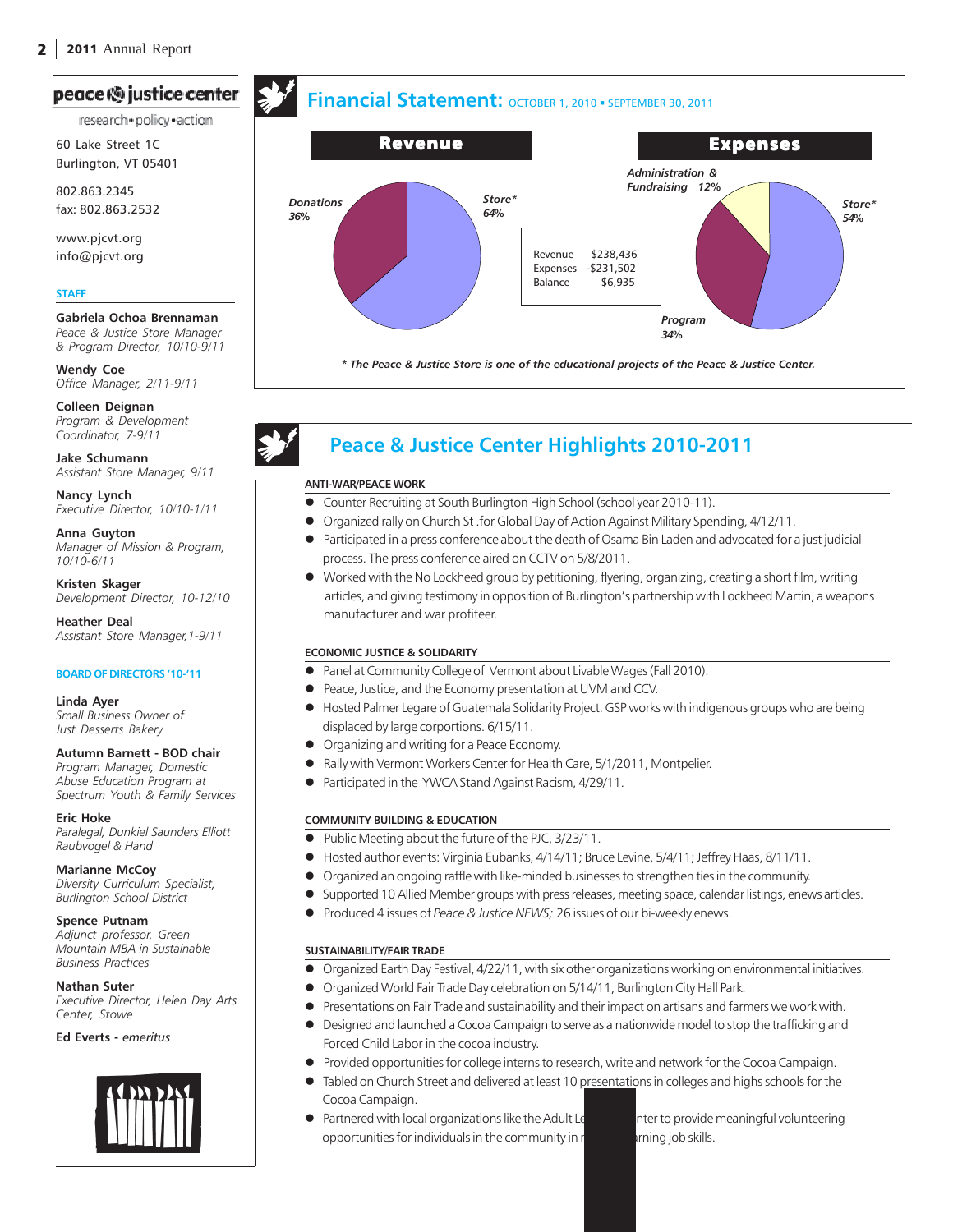peace justice center

research • policy • action

60 Lake Street 1C
Burlington, VT 05401

802.863.2345
fax: 802.863.2532

www.pjcvt.org
info@pjcvt.org

**STAFF**

**Gabriela Ochoa Brennaman**
*Peace & Justice Store Manager & Program Director, 10/10-9/11*

**Wendy Coe**
*Office Manager, 2/11-9/11*

**Colleen Deignan**
*Program & Development Coordinator, 7-9/11*

**Jake Schumann**
*Assistant Store Manager, 9/11*

**Nancy Lynch**
*Executive Director, 10/10-1/11*

**Anna Guyton**
*Manager of Mission & Program, 10/10-6/11*

**Kristen Skager**
*Development Director, 10-12/10*

**Heather Deal**
*Assistant Store Manager, 1-9/11*

**BOARD OF DIRECTORS '10-'11**

**Linda Ayer**
*Small Business Owner of Just Desserts Bakery*

**Autumn Barnett - BOD chair**
*Program Manager, Domestic Abuse Education Program at Spectrum Youth & Family Services*

**Eric Hoke**
*Paralegal, Dunkiel Saunders Elliott Raubvogel & Hand*

**Marianne McCoy**
*Diversity Curriculum Specialist, Burlington School District*

**Spence Putnam**
*Adjunct professor, Green Mountain MBA in Sustainable Business Practices*

**Nathan Suter**
*Executive Director, Helen Day Arts Center, Stowe*

**Ed Everts** - *emeritus*

## Financial Statement: OCTOBER 1, 2010 • SEPTEMBER 30, 2011

**Revenue**

Donations 36%
Store* 64%

**Expenses**

Administration & Fundraising 12%
Store* 54%
Program 34%

| | |
|---|---|
| Revenue | $238,436 |
| Expenses | -$231,502 |
| Balance | $6,935 |

*\* The Peace & Justice Store is one of the educational projects of the Peace & Justice Center.*

## Peace & Justice Center Highlights 2010-2011

### ANTI-WAR/PEACE WORK

- Counter Recruiting at South Burlington High School (school year 2010-11).
- Organized rally on Church St .for Global Day of Action Against Military Spending, 4/12/11.
- Participated in a press conference about the death of Osama Bin Laden and advocated for a just judicial process. The press conference aired on CCTV on 5/8/2011.
- Worked with the No Lockheed group by petitioning, flyering, organizing, creating a short film, writing articles, and giving testimony in opposition of Burlington's partnership with Lockheed Martin, a weapons manufacturer and war profiteer.

### ECONOMIC JUSTICE & SOLIDARITY

- Panel at Community College of Vermont about Livable Wages (Fall 2010).
- Peace, Justice, and the Economy presentation at UVM and CCV.
- Hosted Palmer Legare of Guatemala Solidarity Project. GSP works with indigenous groups who are being displaced by large corportions. 6/15/11.
- Organizing and writing for a Peace Economy.
- Rally with Vermont Workers Center for Health Care, 5/1/2011, Montpelier.
- Participated in the YWCA Stand Against Racism, 4/29/11.

### COMMUNITY BUILDING & EDUCATION

- Public Meeting about the future of the PJC, 3/23/11.
- Hosted author events: Virginia Eubanks, 4/14/11; Bruce Levine, 5/4/11; Jeffrey Haas, 8/11/11.
- Organized an ongoing raffle with like-minded businesses to strengthen ties in the community.
- Supported 10 Allied Member groups with press releases, meeting space, calendar listings, enews articles.
- Produced 4 issues of *Peace & Justice NEWS;* 26 issues of our bi-weekly enews.

### SUSTAINABILITY/FAIR TRADE

- Organized Earth Day Festival, 4/22/11, with six other organizations working on environmental initiatives.
- Organized World Fair Trade Day celebration on 5/14/11, Burlington City Hall Park.
- Presentations on Fair Trade and sustainability and their impact on artisans and farmers we work with.
- Designed and launched a Cocoa Campaign to serve as a nationwide model to stop the trafficking and Forced Child Labor in the cocoa industry.
- Provided opportunities for college interns to research, write and network for the Cocoa Campaign.
- Tabled on Church Street and delivered at least 10 presentations in colleges and highs schools for the Cocoa Campaign.
- Partnered with local organizations like the Adult Le nter to provide meaningful volunteering opportunities for individuals in the community in r rning job skills.